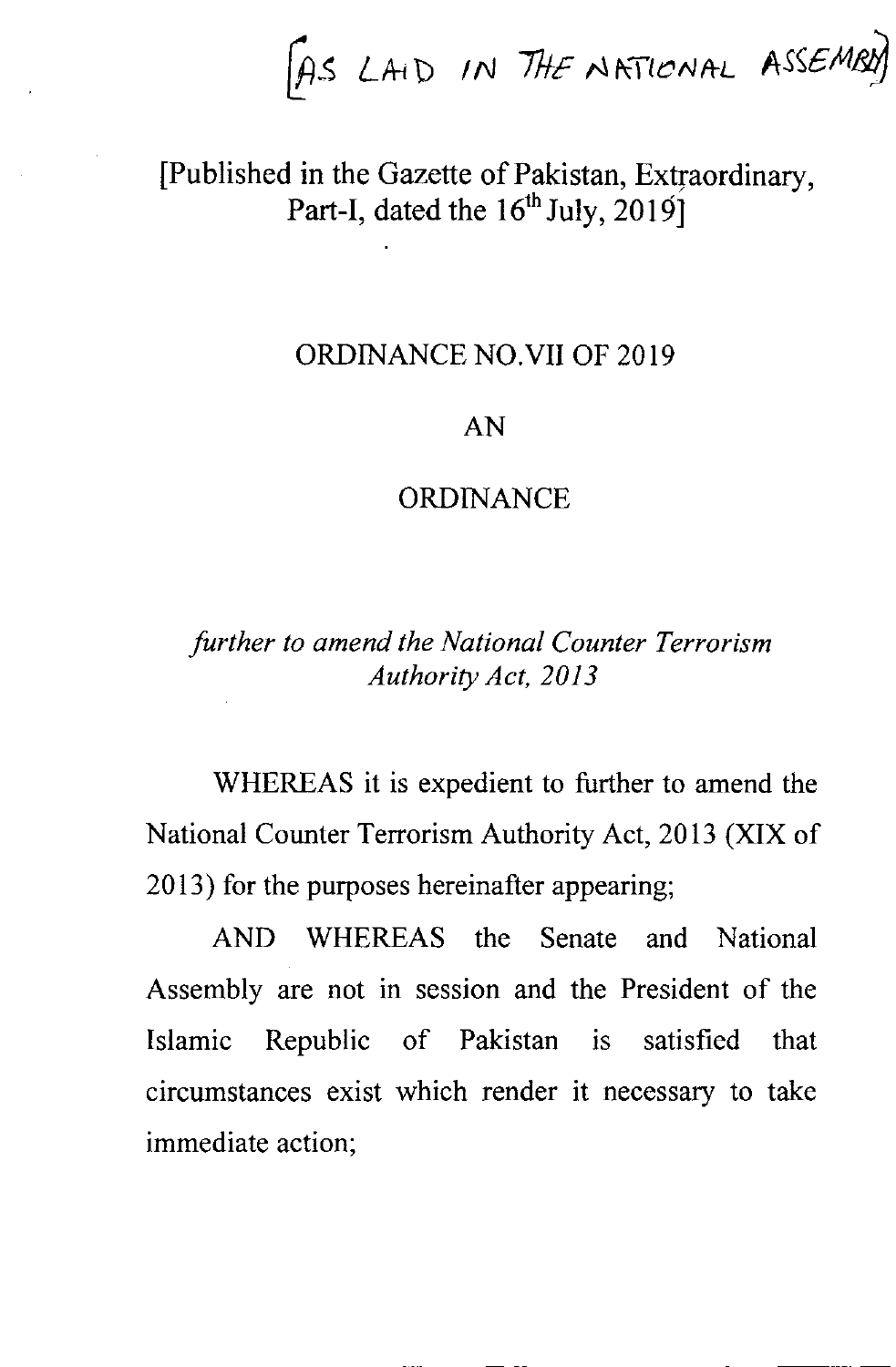[AS LAID IN THE NATIONAL ASSEMBLY]

[Published in the Gazette of Pakistan, Extraordinary, Part-I, dated the 16th July, 2019]

# ORDINANCE NO.VII OF 2019

## AN

## ORDINANCE

*further to amend the National Counter Terrorism Authority Act, 2013*

WHEREAS it is expedient to further to amend the National Counter Terrorism Authority Act, 2013 (XIX of 2013) for the purposes hereinafter appearing;

AND WHEREAS the Senate and National Assembly are not in session and the President of the Islamic Republic of Pakistan is satisfied that circumstances exist which render it necessary to take immediate action;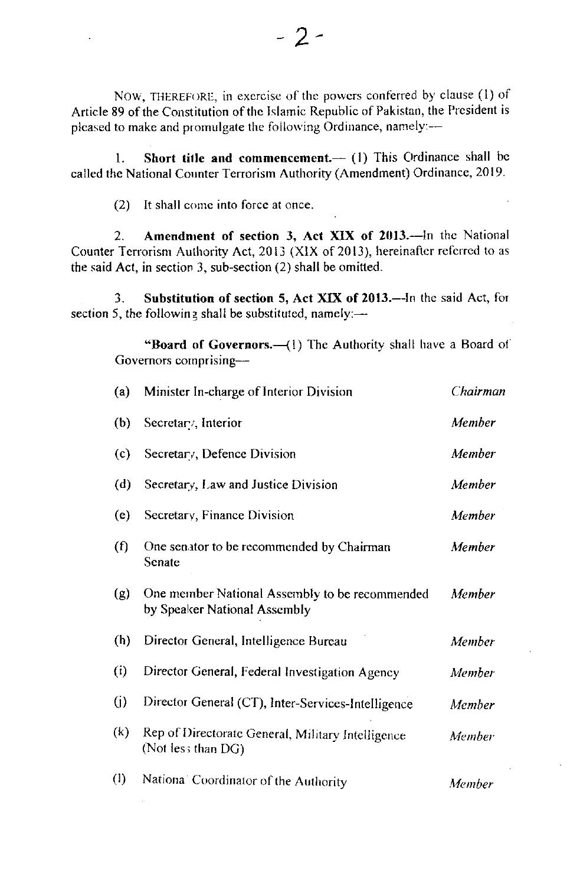NOW, THEREFORE, in exercise of the powers conferred by clause (1) of Article 89 of the Constitution of the Islamic Republic of Pakistan, the President is pleased to make and promulgate the following Ordinance, namely:—

1. **Short title and commencement.**— (1) This Ordinance shall be called the National Counter Terrorism Authority (Amendment) Ordinance, 2019.

(2) It shall come into force at once.

2. **Amendment of section 3, Act XIX of 2013.**—In the National Counter Terrorism Authority Act, 2013 (XIX of 2013), hereinafter referred to as the said Act, in section 3, sub-section (2) shall be omitted.

3. **Substitution of section 5, Act XIX of 2013.**—In the said Act, for section 5, the following shall be substituted, namely:—

"**Board of Governors.**—(1) The Authority shall have a Board of Governors comprising—

| | | |
|---|---|---|
| (a) | Minister In-charge of Interior Division | *Chairman* |
| (b) | Secretary, Interior | *Member* |
| (c) | Secretary, Defence Division | *Member* |
| (d) | Secretary, Law and Justice Division | *Member* |
| (e) | Secretary, Finance Division | *Member* |
| (f) | One senator to be recommended by Chairman Senate | *Member* |
| (g) | One member National Assembly to be recommended by Speaker National Assembly | *Member* |
| (h) | Director General, Intelligence Bureau | *Member* |
| (i) | Director General, Federal Investigation Agency | *Member* |
| (j) | Director General (CT), Inter-Services-Intelligence | *Member* |
| (k) | Rep of Directorate General, Military Intelligence (Not less than DG) | *Member* |
| (l) | National Coordinator of the Authority | *Member* |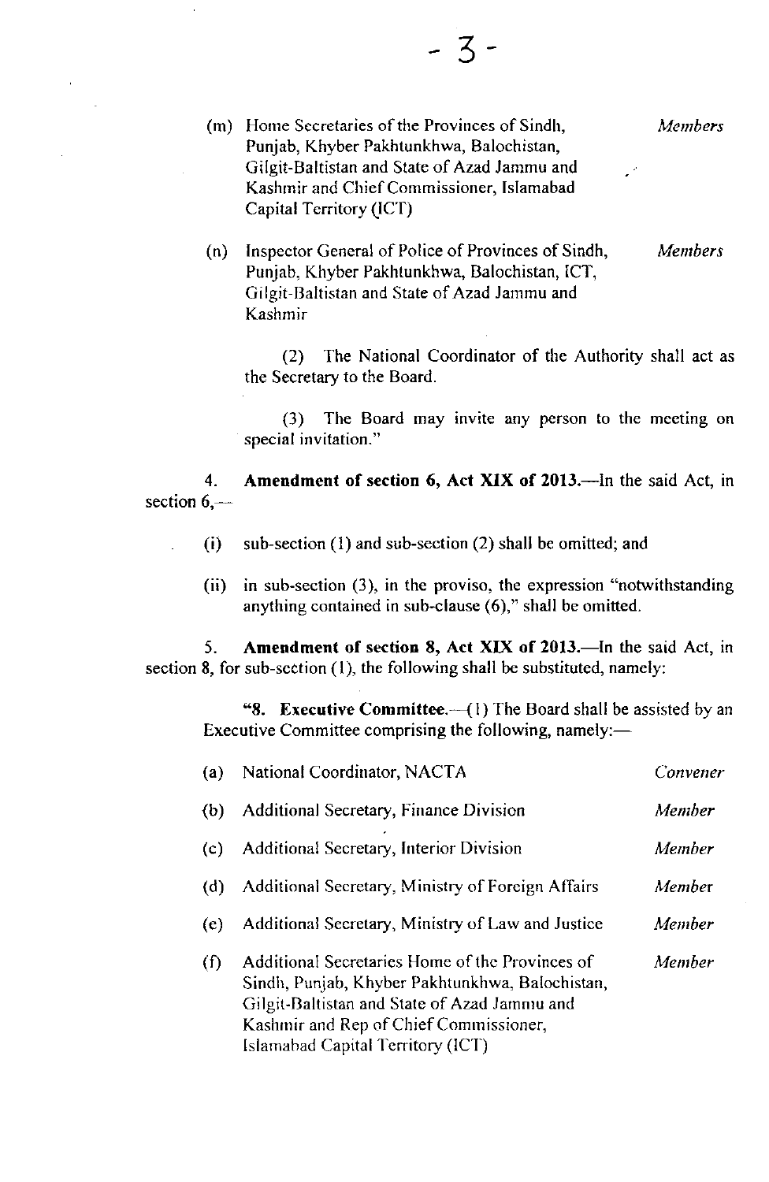(m) Home Secretaries of the Provinces of Sindh, Punjab, Khyber Pakhtunkhwa, Balochistan, Gilgit-Baltistan and State of Azad Jammu and Kashmir and Chief Commissioner, Islamabad Capital Territory (ICT) — *Members*

(n) Inspector General of Police of Provinces of Sindh, Punjab, Khyber Pakhtunkhwa, Balochistan, ICT, Gilgit-Baltistan and State of Azad Jammu and Kashmir — *Members*

(2) The National Coordinator of the Authority shall act as the Secretary to the Board.

(3) The Board may invite any person to the meeting on special invitation."

4. **Amendment of section 6, Act XIX of 2013.**—In the said Act, in section 6,—

(i) sub-section (1) and sub-section (2) shall be omitted; and

(ii) in sub-section (3), in the proviso, the expression "notwithstanding anything contained in sub-clause (6)," shall be omitted.

5. **Amendment of section 8, Act XIX of 2013.**—In the said Act, in section 8, for sub-section (1), the following shall be substituted, namely:

"**8. Executive Committee.**—(1) The Board shall be assisted by an Executive Committee comprising the following, namely:—

| | | |
|---|---|---|
| (a) | National Coordinator, NACTA | *Convener* |
| (b) | Additional Secretary, Finance Division | *Member* |
| (c) | Additional Secretary, Interior Division | *Member* |
| (d) | Additional Secretary, Ministry of Foreign Affairs | *Member* |
| (e) | Additional Secretary, Ministry of Law and Justice | *Member* |
| (f) | Additional Secretaries Home of the Provinces of Sindh, Punjab, Khyber Pakhtunkhwa, Balochistan, Gilgit-Baltistan and State of Azad Jammu and Kashmir and Rep of Chief Commissioner, Islamabad Capital Territory (ICT) | *Member* |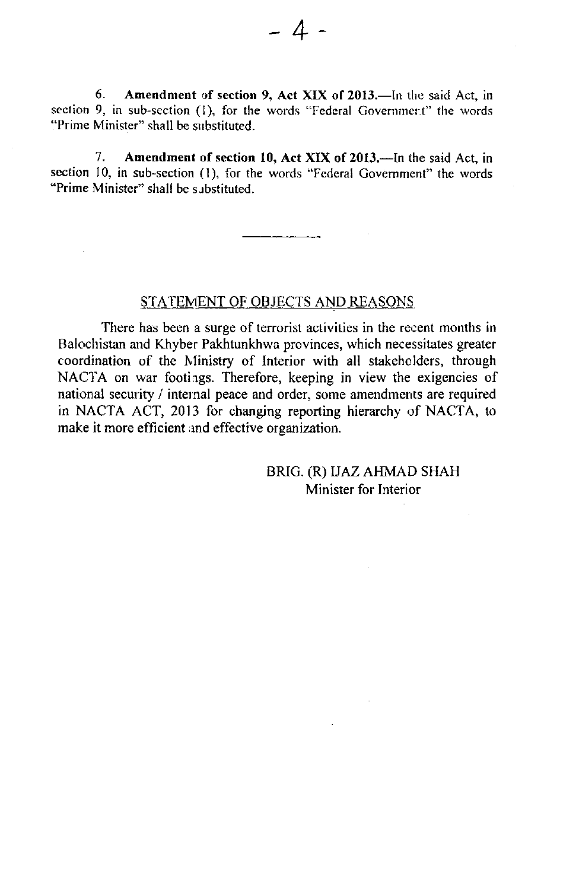6. **Amendment of section 9, Act XIX of 2013.**—In the said Act, in section 9, in sub-section (1), for the words "Federal Government" the words "Prime Minister" shall be substituted.

7. **Amendment of section 10, Act XIX of 2013.**—In the said Act, in section 10, in sub-section (1), for the words "Federal Government" the words "Prime Minister" shall be substituted.

---

## STATEMENT OF OBJECTS AND REASONS

There has been a surge of terrorist activities in the recent months in Balochistan and Khyber Pakhtunkhwa provinces, which necessitates greater coordination of the Ministry of Interior with all stakeholders, through NACTA on war footings. Therefore, keeping in view the exigencies of national security / internal peace and order, some amendments are required in NACTA ACT, 2013 for changing reporting hierarchy of NACTA, to make it more efficient and effective organization.

BRIG. (R) IJAZ AHMAD SHAH
Minister for Interior